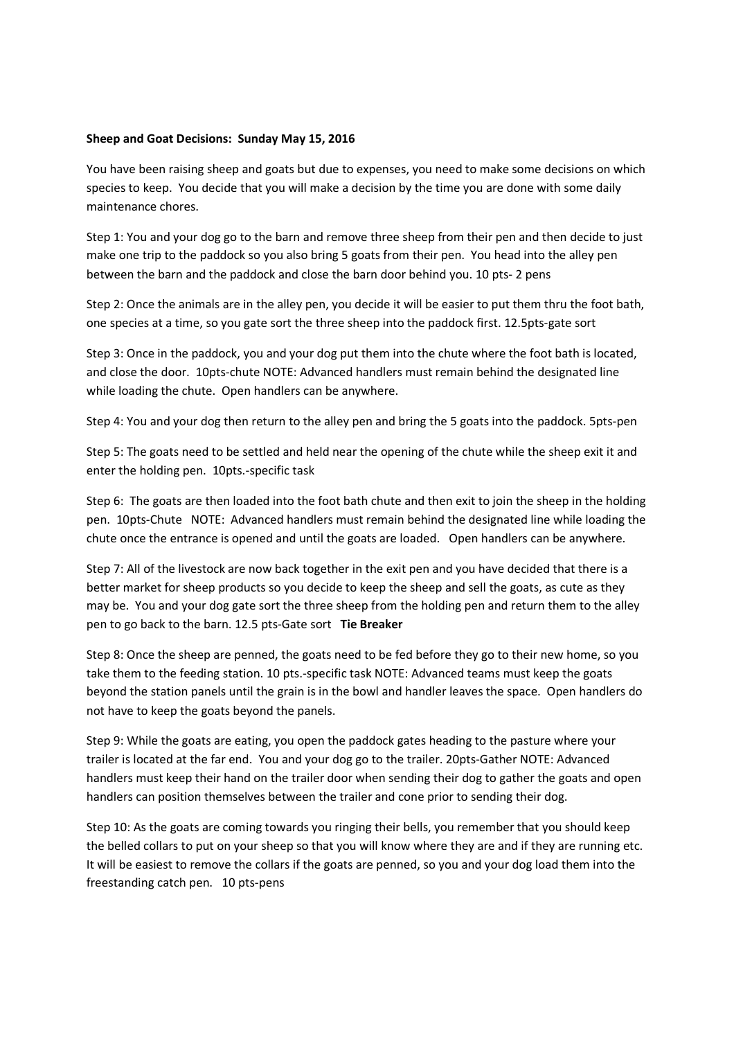**Sheep and Goat Decisions: Sunday May 15, 2016**

You have been raising sheep and goats but due to expenses, you need to make some decisions on which species to keep. You decide that you will make a decision by the time you are done with some daily maintenance chores.

Step 1: You and your dog go to the barn and remove three sheep from their pen and then decide to just make one trip to the paddock so you also bring 5 goats from their pen. You head into the alley pen between the barn and the paddock and close the barn door behind you. 10 pts- 2 pens

Step 2: Once the animals are in the alley pen, you decide it will be easier to put them thru the foot bath, one species at a time, so you gate sort the three sheep into the paddock first. 12.5pts-gate sort

Step 3: Once in the paddock, you and your dog put them into the chute where the foot bath is located, and close the door. 10pts-chute NOTE: Advanced handlers must remain behind the designated line while loading the chute. Open handlers can be anywhere.

Step 4: You and your dog then return to the alley pen and bring the 5 goats into the paddock. 5pts-pen

Step 5: The goats need to be settled and held near the opening of the chute while the sheep exit it and enter the holding pen. 10pts.-specific task

Step 6: The goats are then loaded into the foot bath chute and then exit to join the sheep in the holding pen. 10pts-Chute NOTE: Advanced handlers must remain behind the designated line while loading the chute once the entrance is opened and until the goats are loaded. Open handlers can be anywhere.

Step 7: All of the livestock are now back together in the exit pen and you have decided that there is a better market for sheep products so you decide to keep the sheep and sell the goats, as cute as they may be. You and your dog gate sort the three sheep from the holding pen and return them to the alley pen to go back to the barn. 12.5 pts-Gate sort **Tie Breaker**

Step 8: Once the sheep are penned, the goats need to be fed before they go to their new home, so you take them to the feeding station. 10 pts.-specific task NOTE: Advanced teams must keep the goats beyond the station panels until the grain is in the bowl and handler leaves the space. Open handlers do not have to keep the goats beyond the panels.

Step 9: While the goats are eating, you open the paddock gates heading to the pasture where your trailer is located at the far end. You and your dog go to the trailer. 20pts-Gather NOTE: Advanced handlers must keep their hand on the trailer door when sending their dog to gather the goats and open handlers can position themselves between the trailer and cone prior to sending their dog.

Step 10: As the goats are coming towards you ringing their bells, you remember that you should keep the belled collars to put on your sheep so that you will know where they are and if they are running etc. It will be easiest to remove the collars if the goats are penned, so you and your dog load them into the freestanding catch pen. 10 pts-pens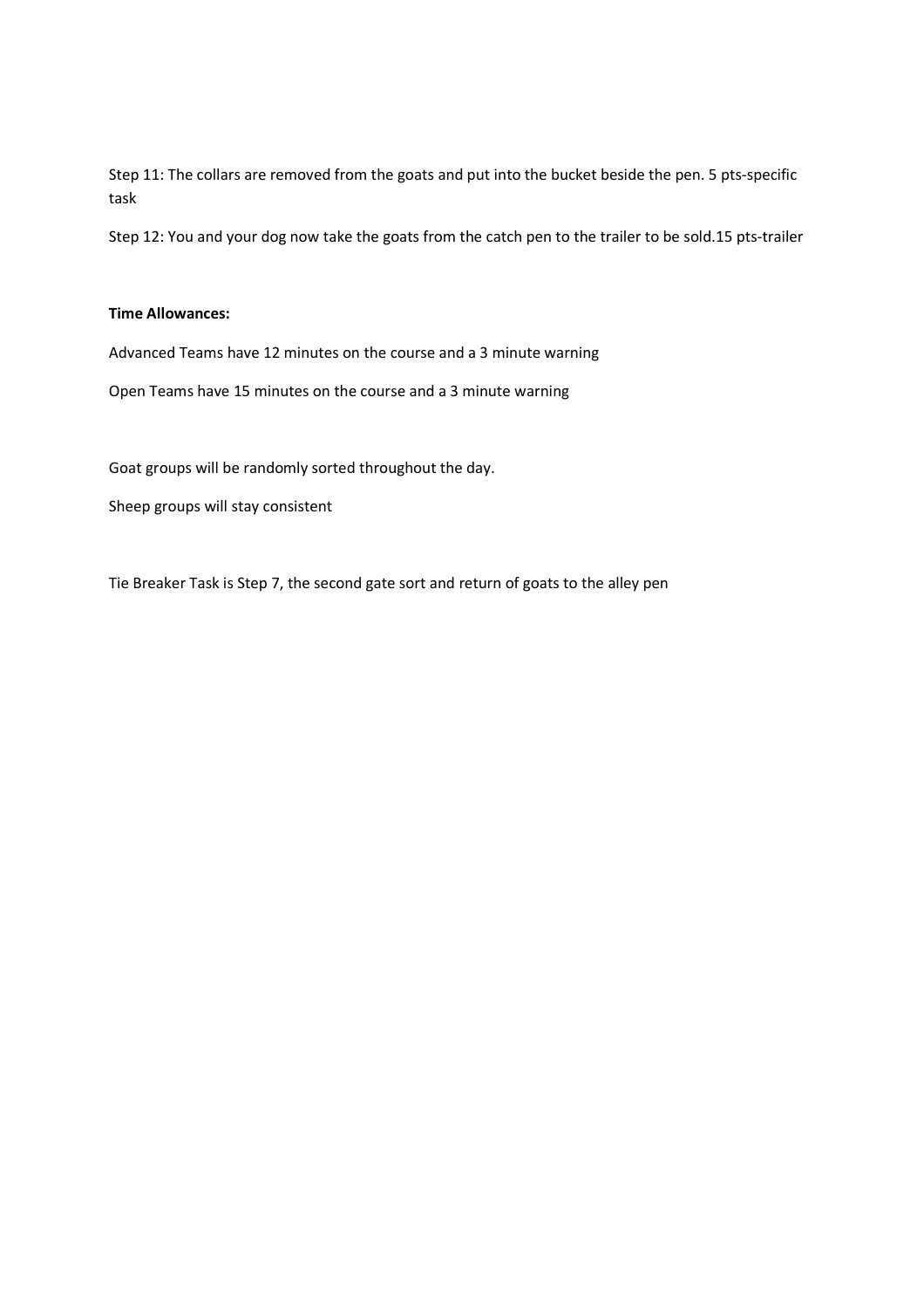Step 11: The collars are removed from the goats and put into the bucket beside the pen. 5 pts-specific task

Step 12: You and your dog now take the goats from the catch pen to the trailer to be sold.15 pts-trailer

**Time Allowances:**

Advanced Teams have 12 minutes on the course and a 3 minute warning

Open Teams have 15 minutes on the course and a 3 minute warning

Goat groups will be randomly sorted throughout the day.

Sheep groups will stay consistent

Tie Breaker Task is Step 7, the second gate sort and return of goats to the alley pen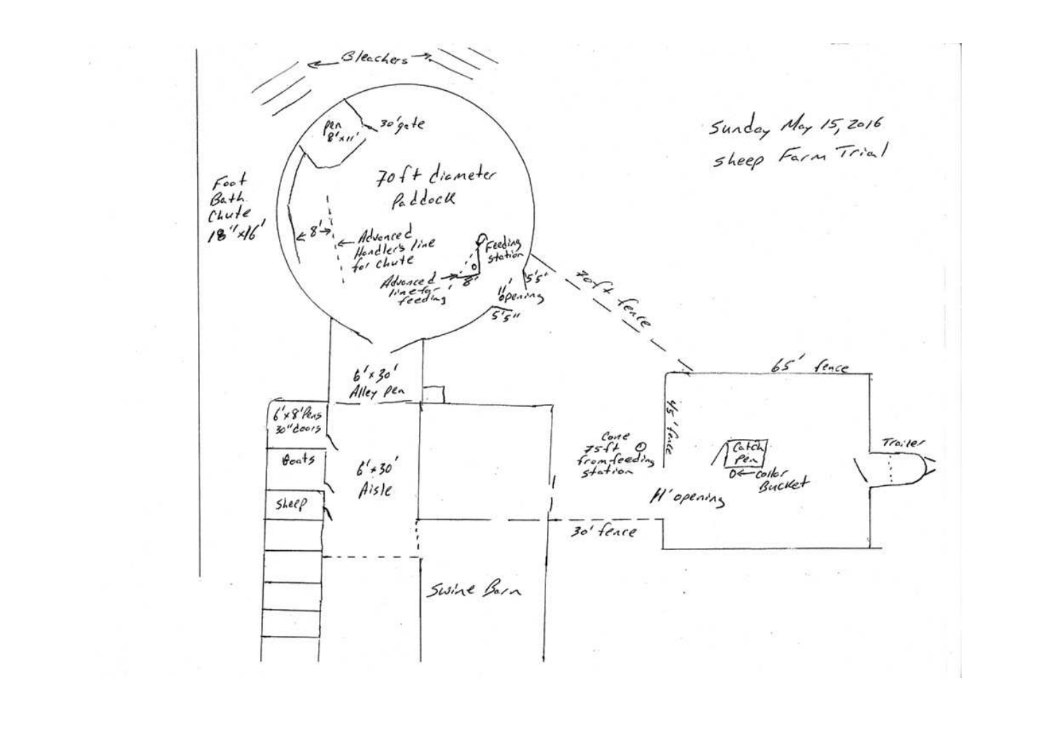Sunday May 15, 2016
sheep Farm Trial

Bleachers

Pen 8'x11'
30' gate

70 ft diameter Paddock

Foot Bath Chute 18"x16'

8'

Advanced Handler's line for chute

Feeding station

Advanced line for feeding
8'
5'5"
11' opening
5'5"

70 ft fence

6'x30' Alley Pen

6'x8' Pens 30" doors
Goats
Sheep

6'x30' Aisle

Swine Barn

Cone 75 ft from feeding station

45' fence

65' fence

Catch Pen
collar Bucket

Trailer

11' opening

30' fence